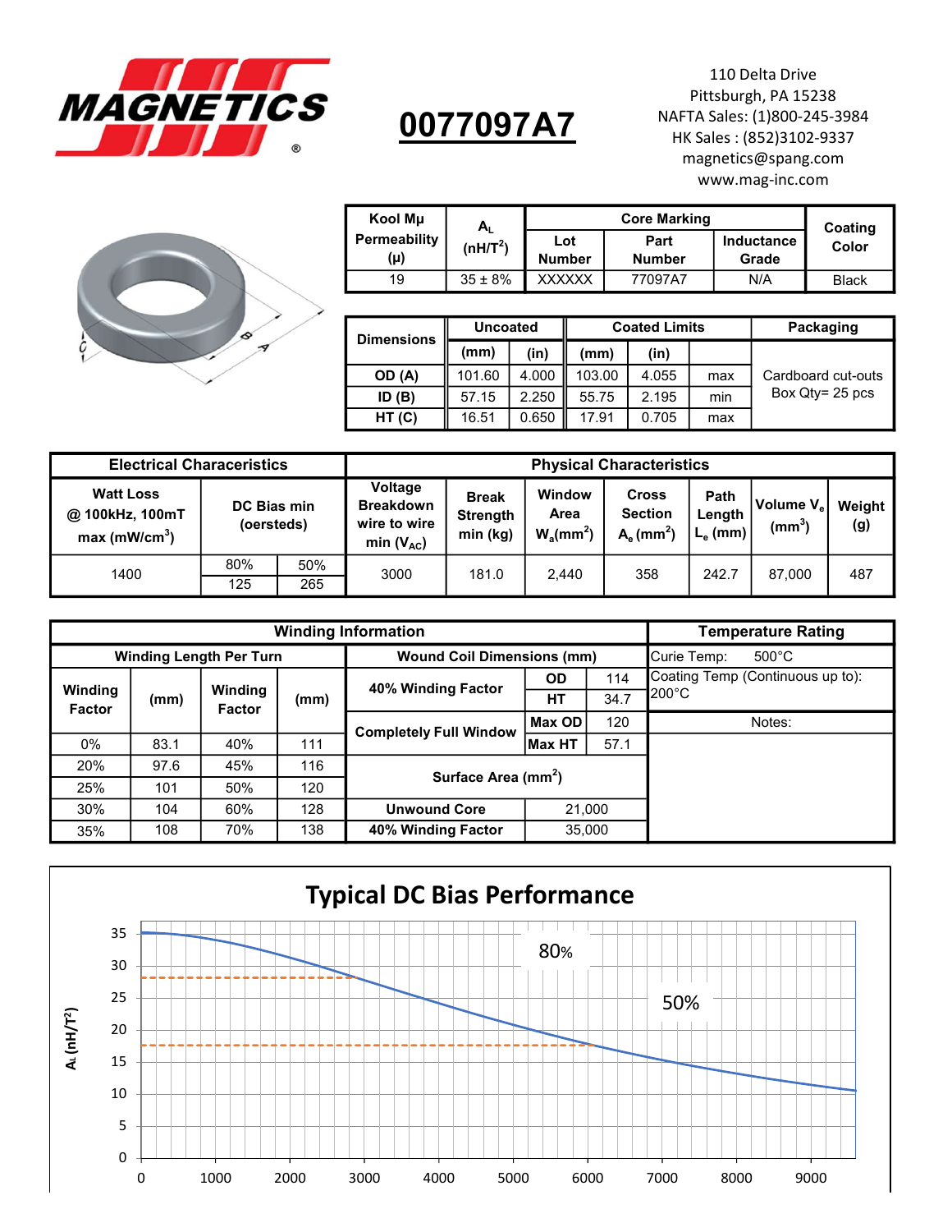MAGNETICS®

# 0077097A7

110 Delta Drive
Pittsburgh, PA 15238
NAFTA Sales: (1)800-245-3984
HK Sales : (852)3102-9337
magnetics@spang.com
www.mag-inc.com

| Kool Mμ Permeability (μ) | $A_L$ (nH/T$^2$) | Core Marking | | | Coating Color |
|---|---|---|---|---|---|
| | | Lot Number | Part Number | Inductance Grade | |
| 19 | 35 ± 8% | XXXXXX | 77097A7 | N/A | Black |

| Dimensions | Uncoated | | Coated Limits | | | Packaging |
|---|---|---|---|---|---|---|
| | (mm) | (in) | (mm) | (in) | | |
| OD (A) | 101.60 | 4.000 | 103.00 | 4.055 | max | Cardboard cut-outs Box Qty= 25 pcs |
| ID (B) | 57.15 | 2.250 | 55.75 | 2.195 | min | |
| HT (C) | 16.51 | 0.650 | 17.91 | 0.705 | max | |

| Electrical Characeristics | | | Physical Characteristics | | | | | | |
|---|---|---|---|---|---|---|---|---|---|
| Watt Loss @ 100kHz, 100mT max (mW/cm$^3$) | DC Bias min (oersteds) | | Voltage Breakdown wire to wire min ($V_{AC}$) | Break Strength min (kg) | Window Area $W_a$(mm$^2$) | Cross Section $A_e$ (mm$^2$) | Path Length $L_e$ (mm) | Volume $V_e$ (mm$^3$) | Weight (g) |
| | 80% | 50% | | | | | | | |
| 1400 | 125 | 265 | 3000 | 181.0 | 2,440 | 358 | 242.7 | 87,000 | 487 |

| Winding Information | | | | | | |
|---|---|---|---|---|---|---|
| Winding Length Per Turn | | | | Wound Coil Dimensions (mm) | | |
| Winding Factor | (mm) | Winding Factor | (mm) | | | |
| | | | | 40% Winding Factor | OD | 114 |
| | | | | | HT | 34.7 |
| | | | | Completely Full Window | Max OD | 120 |
| 0% | 83.1 | 40% | 111 | | Max HT | 57.1 |
| 20% | 97.6 | 45% | 116 | Surface Area (mm$^2$) | | |
| 25% | 101 | 50% | 120 | | | |
| 30% | 104 | 60% | 128 | Unwound Core | | 21,000 |
| 35% | 108 | 70% | 138 | 40% Winding Factor | | 35,000 |

| Temperature Rating |
|---|
| Curie Temp: 500°C |
| Coating Temp (Continuous up to): 200°C |
| Notes: |

## Typical DC Bias Performance

Chart: $A_L$ (nH/T$^2$) (y-axis, 0–35) vs. DC bias (x-axis, 0–9000). Marked points: 80% at approximately 28 nH/T$^2$ (~2900), 50% at approximately 17.5 nH/T$^2$ (~6000).